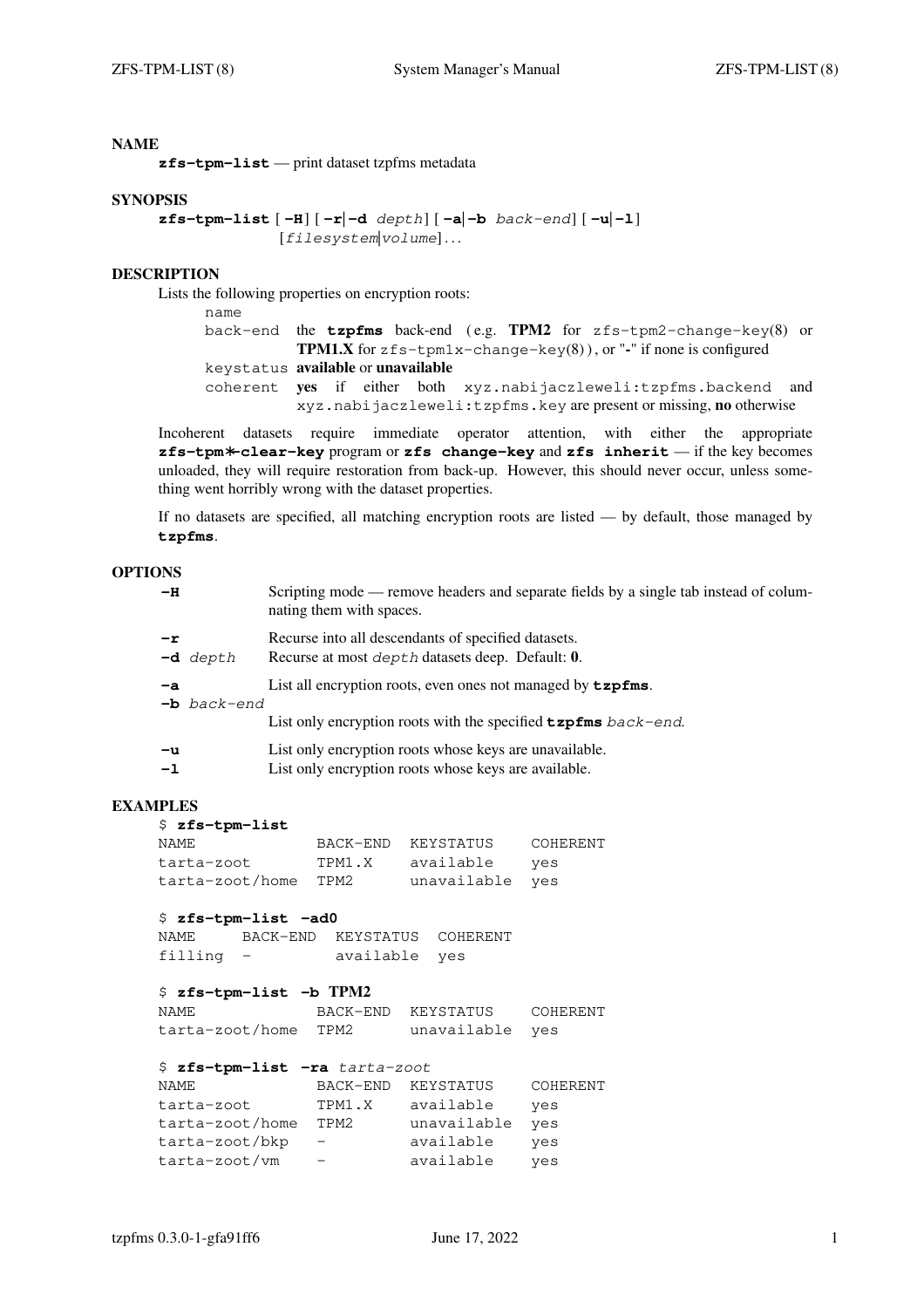## NAME

**zfs-tpm-list** — print dataset tzpfms metadata

## SYNOPSIS

**zfs-tpm-list** [**-H**] [**-r**|**-d** *depth*] [**-a**|**-b** *back-end*] [**-u**|**-l**]
[*filesystem*|*volume*]...

## DESCRIPTION

Lists the following properties on encryption roots:

- `name`
- `back-end` the **tzpfms** back-end (e.g. **TPM2** for `zfs-tpm2-change-key(8)` or **TPM1.X** for `zfs-tpm1x-change-key(8)`), or "**-**" if none is configured
- `keystatus` **available** or **unavailable**
- `coherent` **yes** if either both `xyz.nabijaczleweli:tzpfms.backend` and `xyz.nabijaczleweli:tzpfms.key` are present or missing, **no** otherwise

Incoherent datasets require immediate operator attention, with either the appropriate **zfs-tpm*-clear-key** program or **zfs change-key** and **zfs inherit** — if the key becomes unloaded, they will require restoration from back-up. However, this should never occur, unless something went horribly wrong with the dataset properties.

If no datasets are specified, all matching encryption roots are listed — by default, those managed by **tzpfms**.

## OPTIONS

**-H** Scripting mode — remove headers and separate fields by a single tab instead of columnating them with spaces.

**-r** Recurse into all descendants of specified datasets.

**-d** *depth* Recurse at most *depth* datasets deep. Default: **0**.

**-a** List all encryption roots, even ones not managed by **tzpfms**.

**-b** *back-end*
List only encryption roots with the specified **tzpfms** *back-end*.

**-u** List only encryption roots whose keys are unavailable.

**-l** List only encryption roots whose keys are available.

## EXAMPLES

```
$ zfs-tpm-list
NAME             BACK-END  KEYSTATUS    COHERENT
tarta-zoot       TPM1.X    available    yes
tarta-zoot/home  TPM2      unavailable  yes

$ zfs-tpm-list -ad0
NAME     BACK-END  KEYSTATUS  COHERENT
filling  -         available  yes

$ zfs-tpm-list -b TPM2
NAME             BACK-END  KEYSTATUS    COHERENT
tarta-zoot/home  TPM2      unavailable  yes

$ zfs-tpm-list -ra tarta-zoot
NAME             BACK-END  KEYSTATUS    COHERENT
tarta-zoot       TPM1.X    available    yes
tarta-zoot/home  TPM2      unavailable  yes
tarta-zoot/bkp   -         available    yes
tarta-zoot/vm    -         available    yes
```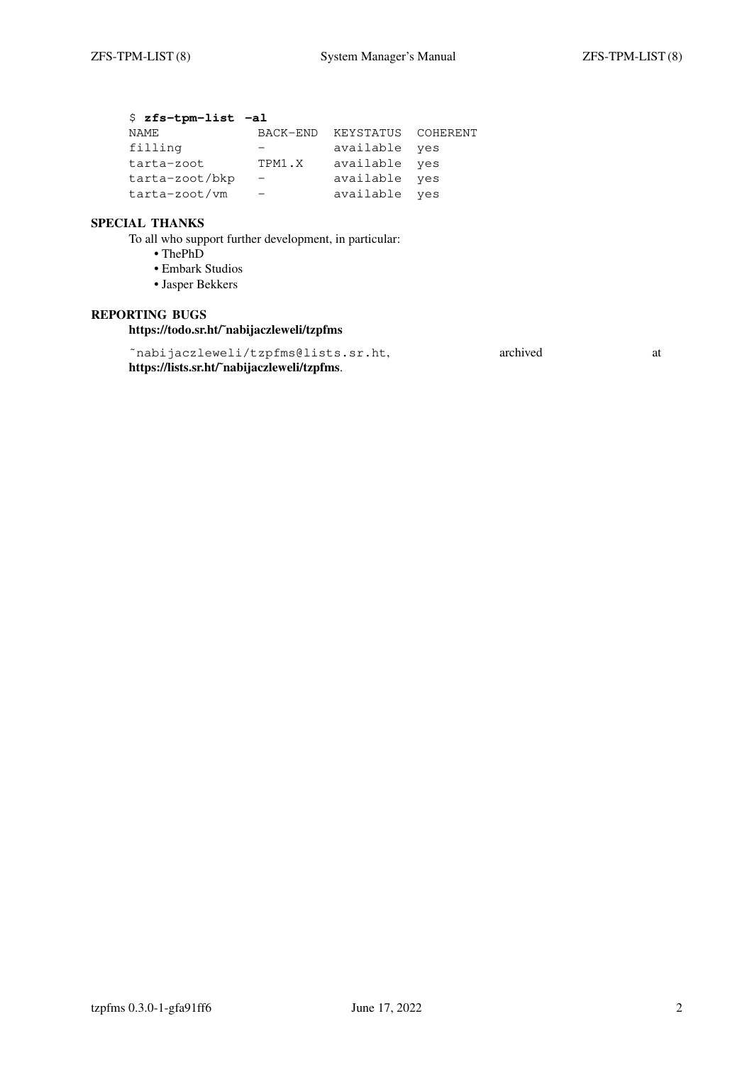```
$ zfs-tpm-list -al
NAME            BACK-END  KEYSTATUS  COHERENT
filling         -         available  yes
tarta-zoot      TPM1.X    available  yes
tarta-zoot/bkp  -         available  yes
tarta-zoot/vm   -         available  yes
```

## SPECIAL THANKS

To all who support further development, in particular:

- ThePhD
- Embark Studios
- Jasper Bekkers

## REPORTING BUGS

**https://todo.sr.ht/~nabijaczleweli/tzpfms**

`~nabijaczleweli/tzpfms@lists.sr.ht`, archived at **https://lists.sr.ht/~nabijaczleweli/tzpfms**.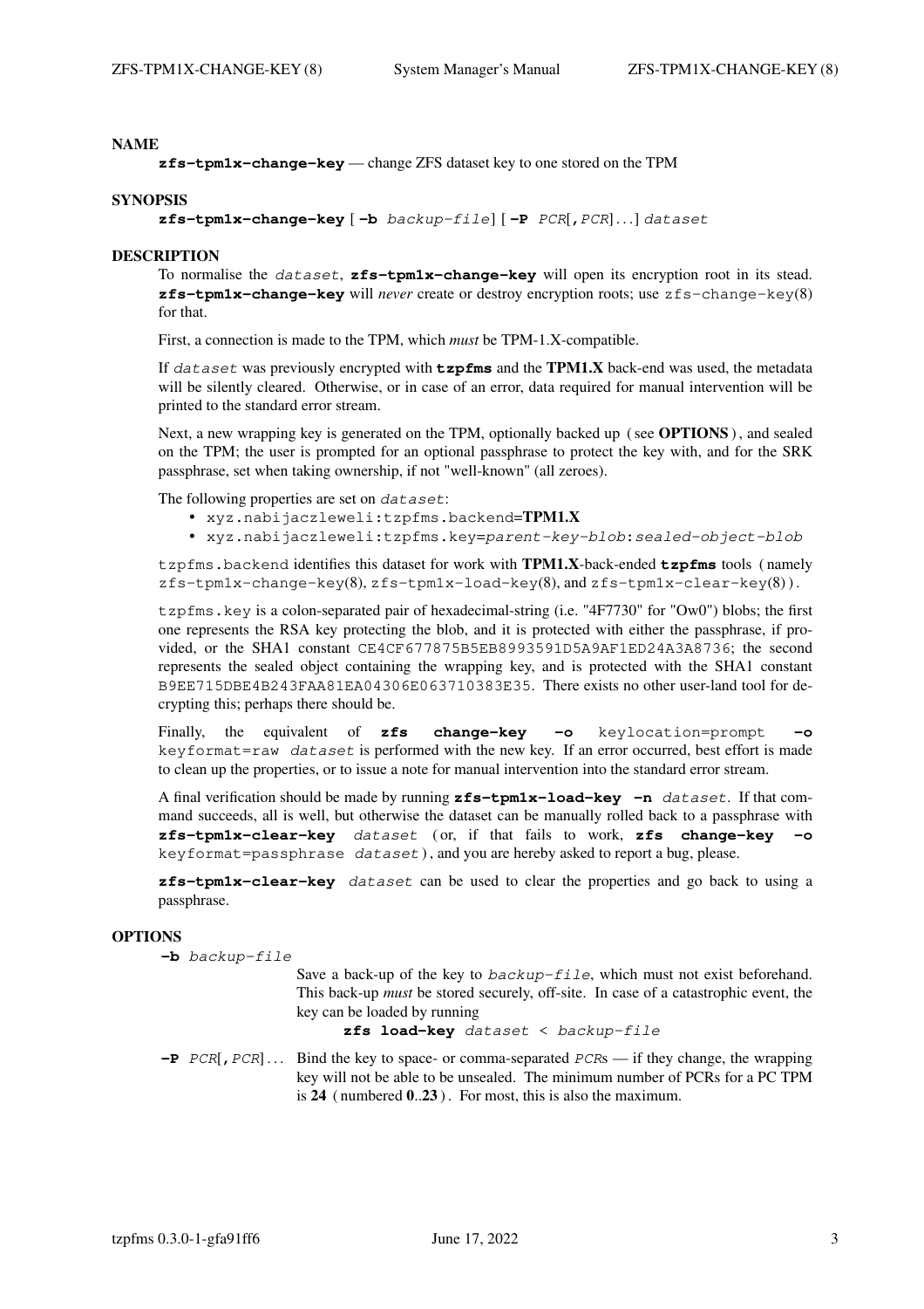## NAME

**zfs-tpm1x-change-key** — change ZFS dataset key to one stored on the TPM

## SYNOPSIS

**zfs-tpm1x-change-key** [ **-b** *backup-file*] [ **-P** *PCR*[**,***PCR*]...] *dataset*

## DESCRIPTION

To normalise the *dataset*, **zfs-tpm1x-change-key** will open its encryption root in its stead. **zfs-tpm1x-change-key** will *never* create or destroy encryption roots; use `zfs-change-key`(8) for that.

First, a connection is made to the TPM, which *must* be TPM-1.X-compatible.

If *dataset* was previously encrypted with **tzpfms** and the **TPM1.X** back-end was used, the metadata will be silently cleared. Otherwise, or in case of an error, data required for manual intervention will be printed to the standard error stream.

Next, a new wrapping key is generated on the TPM, optionally backed up ( see **OPTIONS** ), and sealed on the TPM; the user is prompted for an optional passphrase to protect the key with, and for the SRK passphrase, set when taking ownership, if not "well-known" (all zeroes).

The following properties are set on *dataset*:

- `xyz.nabijaczleweli:tzpfms.backend`=**TPM1.X**
- `xyz.nabijaczleweli:tzpfms.key`=*parent-key-blob*:*sealed-object-blob*

`tzpfms.backend` identifies this dataset for work with **TPM1.X**-back-ended **tzpfms** tools ( namely `zfs-tpm1x-change-key`(8), `zfs-tpm1x-load-key`(8), and `zfs-tpm1x-clear-key`(8) ).

`tzpfms.key` is a colon-separated pair of hexadecimal-string (i.e. "4F7730" for "Ow0") blobs; the first one represents the RSA key protecting the blob, and it is protected with either the passphrase, if provided, or the SHA1 constant `CE4CF677875B5EB8993591D5A9AF1ED24A3A8736`; the second represents the sealed object containing the wrapping key, and is protected with the SHA1 constant `B9EE715DBE4B243FAA81EA04306E063710383E35`. There exists no other user-land tool for decrypting this; perhaps there should be.

Finally, the equivalent of **zfs change-key -o** `keylocation=prompt` **-o** `keyformat=raw` *dataset* is performed with the new key. If an error occurred, best effort is made to clean up the properties, or to issue a note for manual intervention into the standard error stream.

A final verification should be made by running **zfs-tpm1x-load-key -n** *dataset*. If that command succeeds, all is well, but otherwise the dataset can be manually rolled back to a passphrase with **zfs-tpm1x-clear-key** *dataset* ( or, if that fails to work, **zfs change-key -o** `keyformat=passphrase` *dataset* ), and you are hereby asked to report a bug, please.

**zfs-tpm1x-clear-key** *dataset* can be used to clear the properties and go back to using a passphrase.

## OPTIONS

**-b** *backup-file*
: Save a back-up of the key to *backup-file*, which must not exist beforehand. This back-up *must* be stored securely, off-site. In case of a catastrophic event, the key can be loaded by running

    **zfs load-key** *dataset* < *backup-file*

**-P** *PCR*[**,***PCR*]...
: Bind the key to space- or comma-separated *PCR*s — if they change, the wrapping key will not be able to be unsealed. The minimum number of PCRs for a PC TPM is **24** ( numbered **0**..**23** ). For most, this is also the maximum.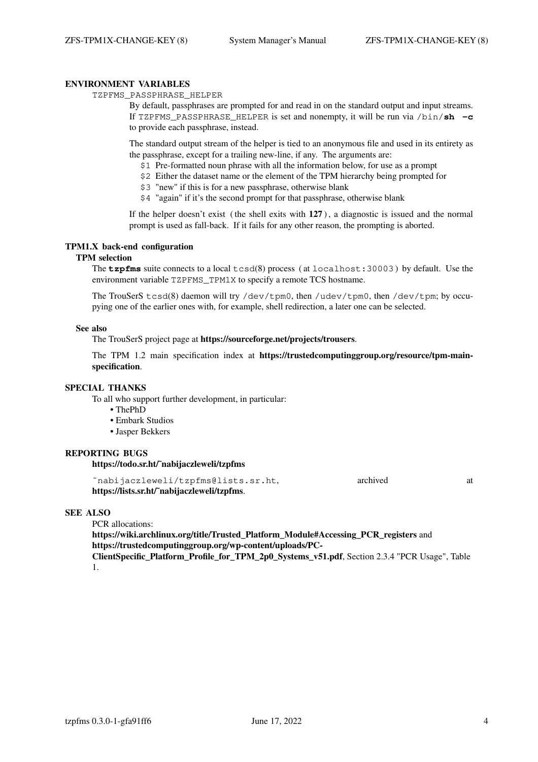## ENVIRONMENT VARIABLES

`TZPFMS_PASSPHRASE_HELPER`

By default, passphrases are prompted for and read in on the standard output and input streams. If `TZPFMS_PASSPHRASE_HELPER` is set and nonempty, it will be run via `/bin/`**sh -c** to provide each passphrase, instead.

The standard output stream of the helper is tied to an anonymous file and used in its entirety as the passphrase, except for a trailing new-line, if any. The arguments are:

- `$1` Pre-formatted noun phrase with all the information below, for use as a prompt
- `$2` Either the dataset name or the element of the TPM hierarchy being prompted for
- `$3` "new" if this is for a new passphrase, otherwise blank
- `$4` "again" if it's the second prompt for that passphrase, otherwise blank

If the helper doesn't exist (the shell exits with **127**), a diagnostic is issued and the normal prompt is used as fall-back. If it fails for any other reason, the prompting is aborted.

## TPM1.X back-end configuration

### TPM selection

The **tzpfms** suite connects to a local `tcsd`(8) process (at `localhost:30003`) by default. Use the environment variable `TZPFMS_TPM1X` to specify a remote TCS hostname.

The TrouSerS `tcsd`(8) daemon will try `/dev/tpm0`, then `/udev/tpm0`, then `/dev/tpm`; by occupying one of the earlier ones with, for example, shell redirection, a later one can be selected.

### See also

The TrouSerS project page at **https://sourceforge.net/projects/trousers**.

The TPM 1.2 main specification index at **https://trustedcomputinggroup.org/resource/tpm-main-specification**.

## SPECIAL THANKS

To all who support further development, in particular:

- ThePhD
- Embark Studios
- Jasper Bekkers

## REPORTING BUGS

**https://todo.sr.ht/~nabijaczleweli/tzpfms**

`~nabijaczleweli/tzpfms@lists.sr.ht`, archived at **https://lists.sr.ht/~nabijaczleweli/tzpfms**.

## SEE ALSO

PCR allocations:
**https://wiki.archlinux.org/title/Trusted_Platform_Module#Accessing_PCR_registers** and **https://trustedcomputinggroup.org/wp-content/uploads/PC-ClientSpecific_Platform_Profile_for_TPM_2p0_Systems_v51.pdf**, Section 2.3.4 "PCR Usage", Table 1.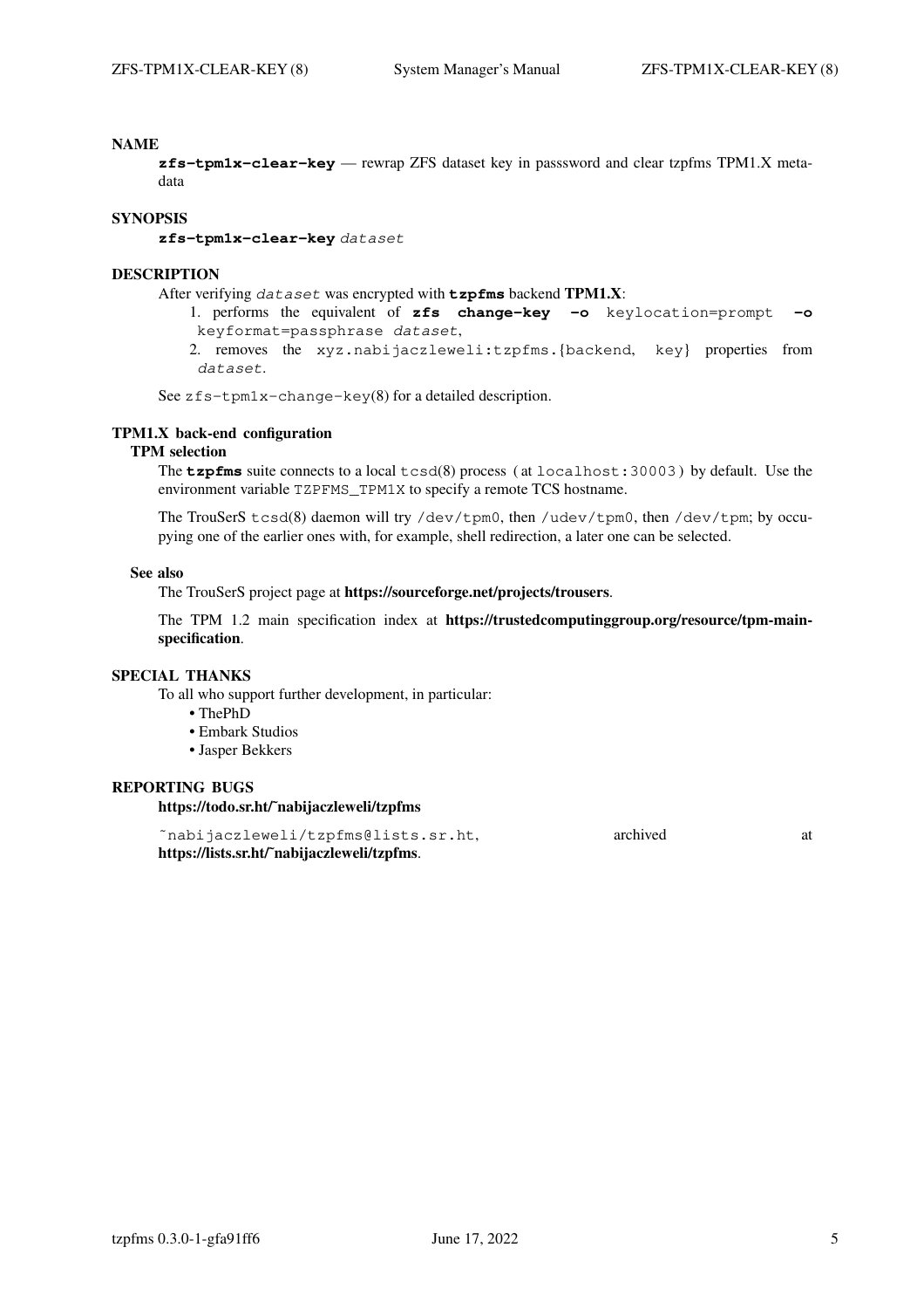## NAME

**zfs-tpm1x-clear-key** — rewrap ZFS dataset key in passsword and clear tzpfms TPM1.X metadata

## SYNOPSIS

**zfs-tpm1x-clear-key** *dataset*

## DESCRIPTION

After verifying *dataset* was encrypted with **tzpfms** backend **TPM1.X**:

1. performs the equivalent of **zfs change-key -o** keylocation=prompt **-o** keyformat=passphrase *dataset*,
2. removes the xyz.nabijaczleweli:tzpfms.{backend, key} properties from *dataset*.

See zfs-tpm1x-change-key(8) for a detailed description.

## TPM1.X back-end configuration

### TPM selection

The **tzpfms** suite connects to a local tcsd(8) process ( at localhost:30003 ) by default. Use the environment variable TZPFMS_TPM1X to specify a remote TCS hostname.

The TrouSerS tcsd(8) daemon will try /dev/tpm0, then /udev/tpm0, then /dev/tpm; by occupying one of the earlier ones with, for example, shell redirection, a later one can be selected.

### See also

The TrouSerS project page at **https://sourceforge.net/projects/trousers**.

The TPM 1.2 main specification index at **https://trustedcomputinggroup.org/resource/tpm-main-specification**.

## SPECIAL THANKS

To all who support further development, in particular:

- ThePhD
- Embark Studios
- Jasper Bekkers

## REPORTING BUGS

**https://todo.sr.ht/~nabijaczleweli/tzpfms**

~nabijaczleweli/tzpfms@lists.sr.ht, archived at **https://lists.sr.ht/~nabijaczleweli/tzpfms**.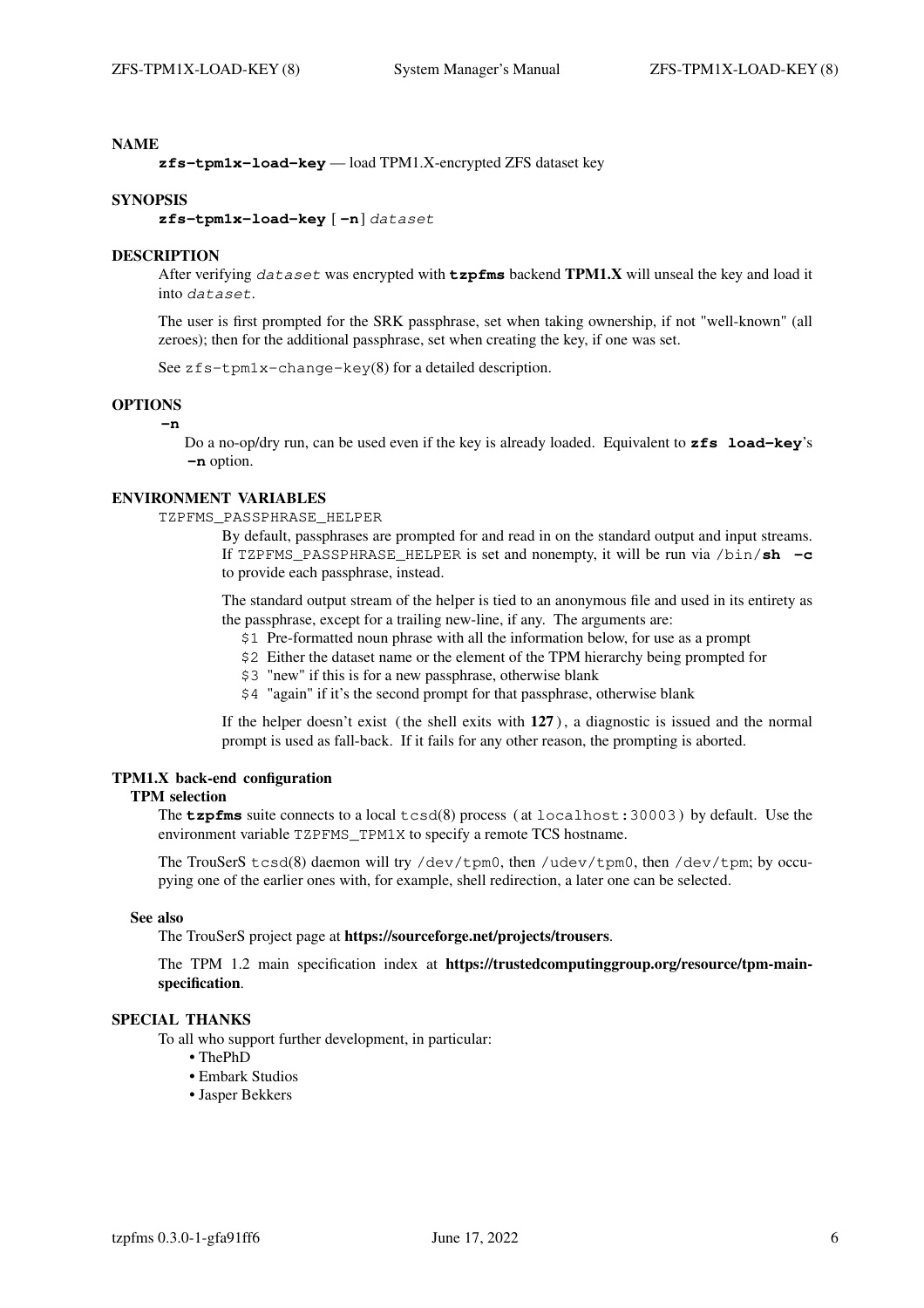## NAME

**zfs-tpm1x-load-key** — load TPM1.X-encrypted ZFS dataset key

## SYNOPSIS

**zfs-tpm1x-load-key** [ **-n** ] *dataset*

## DESCRIPTION

After verifying *dataset* was encrypted with **tzpfms** backend **TPM1.X** will unseal the key and load it into *dataset*.

The user is first prompted for the SRK passphrase, set when taking ownership, if not "well-known" (all zeroes); then for the additional passphrase, set when creating the key, if one was set.

See `zfs-tpm1x-change-key`(8) for a detailed description.

## OPTIONS

**-n**
: Do a no-op/dry run, can be used even if the key is already loaded. Equivalent to **zfs load-key**'s **-n** option.

## ENVIRONMENT VARIABLES

`TZPFMS_PASSPHRASE_HELPER`

By default, passphrases are prompted for and read in on the standard output and input streams. If `TZPFMS_PASSPHRASE_HELPER` is set and nonempty, it will be run via `/bin/`**sh -c** to provide each passphrase, instead.

The standard output stream of the helper is tied to an anonymous file and used in its entirety as the passphrase, except for a trailing new-line, if any. The arguments are:

- `$1` Pre-formatted noun phrase with all the information below, for use as a prompt
- `$2` Either the dataset name or the element of the TPM hierarchy being prompted for
- `$3` "new" if this is for a new passphrase, otherwise blank
- `$4` "again" if it's the second prompt for that passphrase, otherwise blank

If the helper doesn't exist (the shell exits with **127**), a diagnostic is issued and the normal prompt is used as fall-back. If it fails for any other reason, the prompting is aborted.

## TPM1.X back-end configuration

### TPM selection

The **tzpfms** suite connects to a local `tcsd`(8) process (at `localhost:30003`) by default. Use the environment variable `TZPFMS_TPM1X` to specify a remote TCS hostname.

The TrouSerS `tcsd`(8) daemon will try `/dev/tpm0`, then `/udev/tpm0`, then `/dev/tpm`; by occupying one of the earlier ones with, for example, shell redirection, a later one can be selected.

### See also

The TrouSerS project page at **https://sourceforge.net/projects/trousers**.

The TPM 1.2 main specification index at **https://trustedcomputinggroup.org/resource/tpm-main-specification**.

## SPECIAL THANKS

To all who support further development, in particular:

- ThePhD
- Embark Studios
- Jasper Bekkers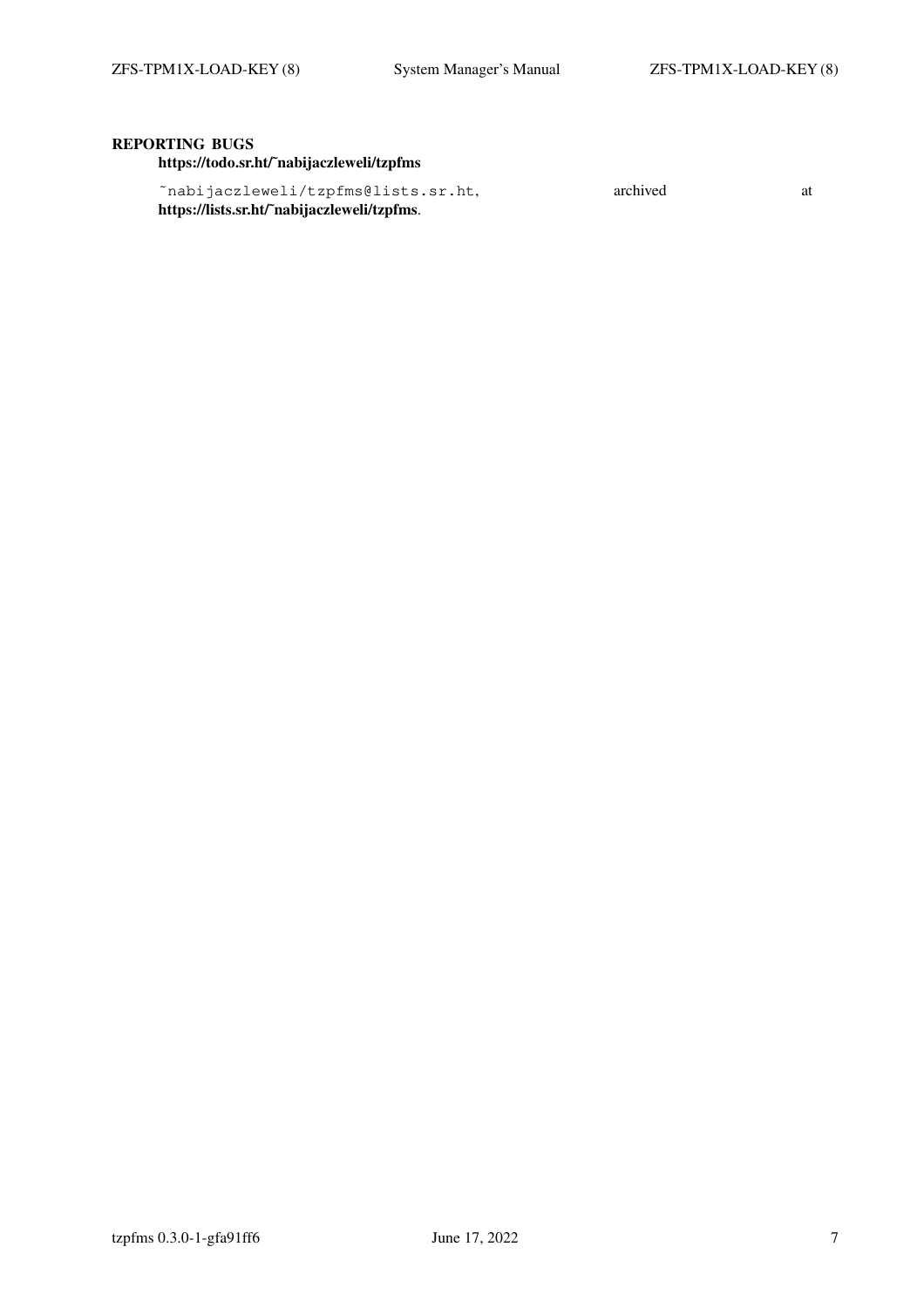## REPORTING BUGS

**https://todo.sr.ht/~nabijaczleweli/tzpfms**

`~nabijaczleweli/tzpfms@lists.sr.ht`, archived at **https://lists.sr.ht/~nabijaczleweli/tzpfms**.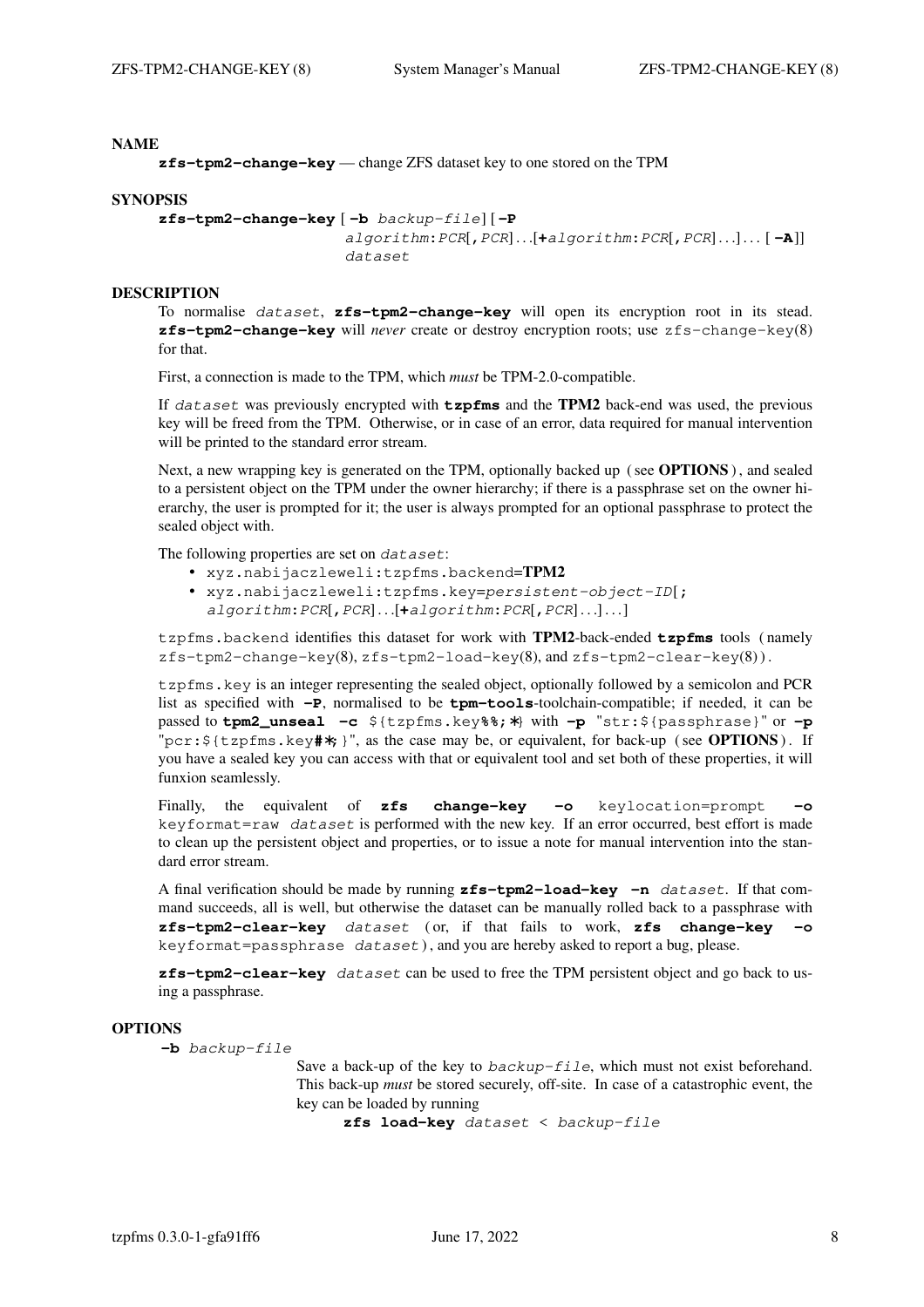## NAME

**zfs-tpm2-change-key** — change ZFS dataset key to one stored on the TPM

## SYNOPSIS

**zfs-tpm2-change-key** [ **-b** *backup-file*] [ **-P** *algorithm*:*PCR*[,*PCR*]...[+*algorithm*:*PCR*[,*PCR*]...]... [ **-A**]] *dataset*

## DESCRIPTION

To normalise *dataset*, **zfs-tpm2-change-key** will open its encryption root in its stead. **zfs-tpm2-change-key** will *never* create or destroy encryption roots; use zfs-change-key(8) for that.

First, a connection is made to the TPM, which *must* be TPM-2.0-compatible.

If *dataset* was previously encrypted with **tzpfms** and the **TPM2** back-end was used, the previous key will be freed from the TPM. Otherwise, or in case of an error, data required for manual intervention will be printed to the standard error stream.

Next, a new wrapping key is generated on the TPM, optionally backed up (see **OPTIONS**), and sealed to a persistent object on the TPM under the owner hierarchy; if there is a passphrase set on the owner hierarchy, the user is prompted for it; the user is always prompted for an optional passphrase to protect the sealed object with.

The following properties are set on *dataset*:

- xyz.nabijaczleweli:tzpfms.backend=**TPM2**
- xyz.nabijaczleweli:tzpfms.key=*persistent-object-ID*[;*algorithm*:*PCR*[,*PCR*]...[+*algorithm*:*PCR*[,*PCR*]...]...]

tzpfms.backend identifies this dataset for work with **TPM2**-back-ended **tzpfms** tools (namely zfs-tpm2-change-key(8), zfs-tpm2-load-key(8), and zfs-tpm2-clear-key(8)).

tzpfms.key is an integer representing the sealed object, optionally followed by a semicolon and PCR list as specified with **-P**, normalised to be **tpm-tools**-toolchain-compatible; if needed, it can be passed to **tpm2_unseal -c** ${tzpfms.key**%%;***} with **-p** "str:${passphrase}" or **-p** "pcr:${tzpfms.key**#*;**}", as the case may be, or equivalent, for back-up (see **OPTIONS**). If you have a sealed key you can access with that or equivalent tool and set both of these properties, it will funxion seamlessly.

Finally, the equivalent of **zfs change-key -o** keylocation=prompt **-o** keyformat=raw *dataset* is performed with the new key. If an error occurred, best effort is made to clean up the persistent object and properties, or to issue a note for manual intervention into the standard error stream.

A final verification should be made by running **zfs-tpm2-load-key -n** *dataset*. If that command succeeds, all is well, but otherwise the dataset can be manually rolled back to a passphrase with **zfs-tpm2-clear-key** *dataset* (or, if that fails to work, **zfs change-key -o** keyformat=passphrase *dataset*), and you are hereby asked to report a bug, please.

**zfs-tpm2-clear-key** *dataset* can be used to free the TPM persistent object and go back to using a passphrase.

## OPTIONS

**-b** *backup-file*

Save a back-up of the key to *backup-file*, which must not exist beforehand. This back-up *must* be stored securely, off-site. In case of a catastrophic event, the key can be loaded by running

**zfs load-key** *dataset* < *backup-file*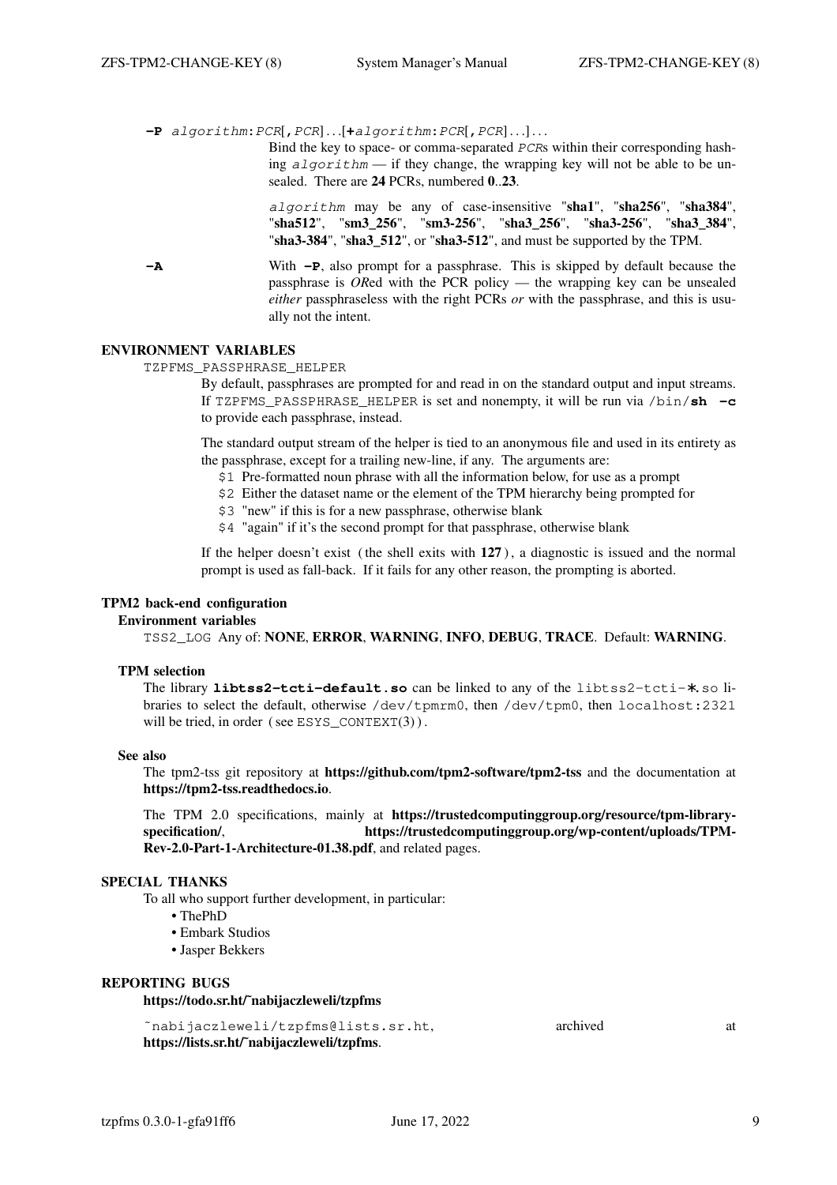**-P** *algorithm*:*PCR*[,*PCR*]...[+*algorithm*:*PCR*[,*PCR*]...]...

Bind the key to space- or comma-separated *PCR*s within their corresponding hashing *algorithm* — if they change, the wrapping key will not be able to be unsealed. There are **24** PCRs, numbered **0**..**23**.

*algorithm* may be any of case-insensitive "**sha1**", "**sha256**", "**sha384**", "**sha512**", "**sm3_256**", "**sm3-256**", "**sha3_256**", "**sha3-256**", "**sha3_384**", "**sha3-384**", "**sha3_512**", or "**sha3-512**", and must be supported by the TPM.

**-A**

With **-P**, also prompt for a passphrase. This is skipped by default because the passphrase is *OR*ed with the PCR policy — the wrapping key can be unsealed *either* passphraseless with the right PCRs *or* with the passphrase, and this is usually not the intent.

## ENVIRONMENT VARIABLES

TZPFMS_PASSPHRASE_HELPER

By default, passphrases are prompted for and read in on the standard output and input streams. If TZPFMS_PASSPHRASE_HELPER is set and nonempty, it will be run via /bin/**sh -c** to provide each passphrase, instead.

The standard output stream of the helper is tied to an anonymous file and used in its entirety as the passphrase, except for a trailing new-line, if any. The arguments are:

- $1 Pre-formatted noun phrase with all the information below, for use as a prompt
- $2 Either the dataset name or the element of the TPM hierarchy being prompted for
- $3 "new" if this is for a new passphrase, otherwise blank
- $4 "again" if it's the second prompt for that passphrase, otherwise blank

If the helper doesn't exist (the shell exits with **127**), a diagnostic is issued and the normal prompt is used as fall-back. If it fails for any other reason, the prompting is aborted.

## TPM2 back-end configuration

### Environment variables

TSS2_LOG Any of: **NONE**, **ERROR**, **WARNING**, **INFO**, **DEBUG**, **TRACE**. Default: **WARNING**.

### TPM selection

The library **libtss2-tcti-default.so** can be linked to any of the libtss2-tcti-*.so libraries to select the default, otherwise /dev/tpmrm0, then /dev/tpm0, then localhost:2321 will be tried, in order (see ESYS_CONTEXT(3)).

### See also

The tpm2-tss git repository at **https://github.com/tpm2-software/tpm2-tss** and the documentation at **https://tpm2-tss.readthedocs.io**.

The TPM 2.0 specifications, mainly at **https://trustedcomputinggroup.org/resource/tpm-library-specification/**, **https://trustedcomputinggroup.org/wp-content/uploads/TPM-Rev-2.0-Part-1-Architecture-01.38.pdf**, and related pages.

## SPECIAL THANKS

To all who support further development, in particular:

- ThePhD
- Embark Studios
- Jasper Bekkers

## REPORTING BUGS

**https://todo.sr.ht/~nabijaczleweli/tzpfms**

~nabijaczleweli/tzpfms@lists.sr.ht, archived at **https://lists.sr.ht/~nabijaczleweli/tzpfms**.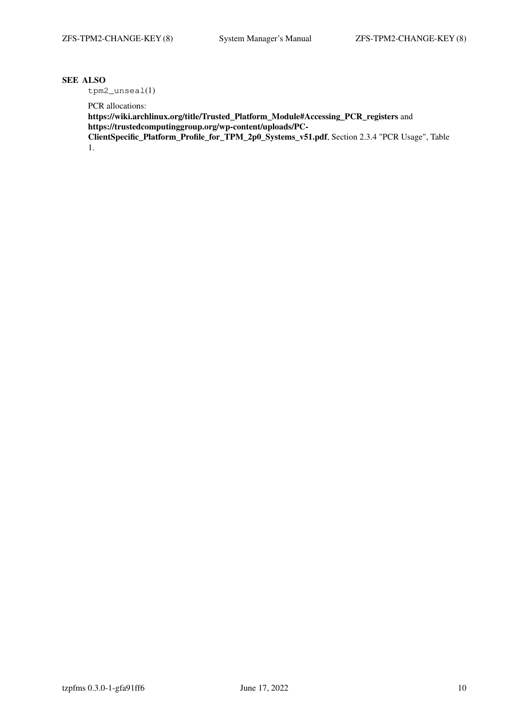## SEE ALSO

`tpm2_unseal`(1)

PCR allocations:
**https://wiki.archlinux.org/title/Trusted_Platform_Module#Accessing_PCR_registers** and **https://trustedcomputinggroup.org/wp-content/uploads/PC-ClientSpecific_Platform_Profile_for_TPM_2p0_Systems_v51.pdf**, Section 2.3.4 "PCR Usage", Table 1.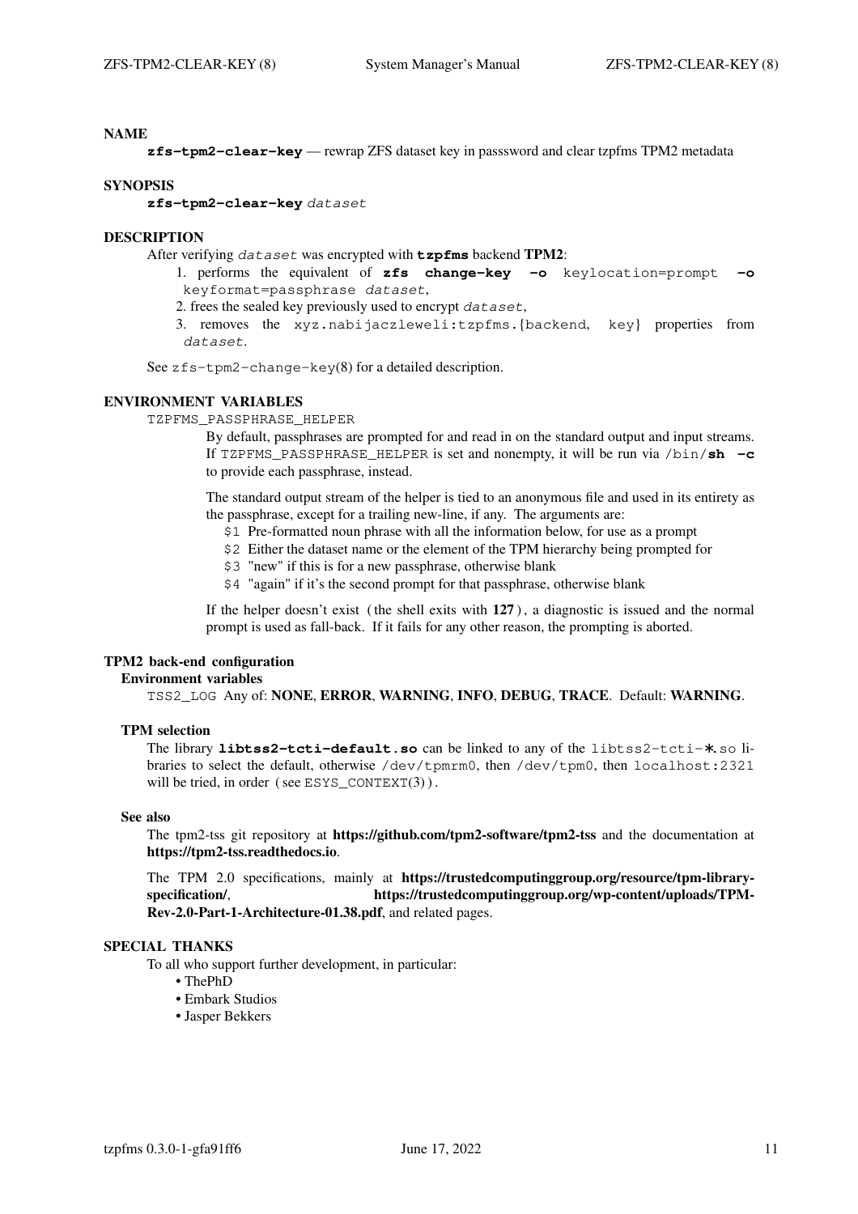## NAME

**zfs-tpm2-clear-key** — rewrap ZFS dataset key in passsword and clear tzpfms TPM2 metadata

## SYNOPSIS

**zfs-tpm2-clear-key** *dataset*

## DESCRIPTION

After verifying *dataset* was encrypted with **tzpfms** backend **TPM2**:

1. performs the equivalent of **zfs change-key -o** keylocation=prompt **-o** keyformat=passphrase *dataset*,
2. frees the sealed key previously used to encrypt *dataset*,
3. removes the xyz.nabijaczleweli:tzpfms.{backend, key} properties from *dataset*.

See zfs-tpm2-change-key(8) for a detailed description.

## ENVIRONMENT VARIABLES

TZPFMS_PASSPHRASE_HELPER

By default, passphrases are prompted for and read in on the standard output and input streams. If TZPFMS_PASSPHRASE_HELPER is set and nonempty, it will be run via /bin/**sh -c** to provide each passphrase, instead.

The standard output stream of the helper is tied to an anonymous file and used in its entirety as the passphrase, except for a trailing new-line, if any. The arguments are:

- $1 Pre-formatted noun phrase with all the information below, for use as a prompt
- $2 Either the dataset name or the element of the TPM hierarchy being prompted for
- $3 "new" if this is for a new passphrase, otherwise blank
- $4 "again" if it's the second prompt for that passphrase, otherwise blank

If the helper doesn't exist (the shell exits with **127**), a diagnostic is issued and the normal prompt is used as fall-back. If it fails for any other reason, the prompting is aborted.

## TPM2 back-end configuration

### Environment variables

TSS2_LOG Any of: **NONE**, **ERROR**, **WARNING**, **INFO**, **DEBUG**, **TRACE**. Default: **WARNING**.

### TPM selection

The library **libtss2-tcti-default.so** can be linked to any of the libtss2-tcti-*.so libraries to select the default, otherwise /dev/tpmrm0, then /dev/tpm0, then localhost:2321 will be tried, in order (see ESYS_CONTEXT(3)).

### See also

The tpm2-tss git repository at **https://github.com/tpm2-software/tpm2-tss** and the documentation at **https://tpm2-tss.readthedocs.io**.

The TPM 2.0 specifications, mainly at **https://trustedcomputinggroup.org/resource/tpm-library-specification/**, **https://trustedcomputinggroup.org/wp-content/uploads/TPM-Rev-2.0-Part-1-Architecture-01.38.pdf**, and related pages.

## SPECIAL THANKS

To all who support further development, in particular:

- ThePhD
- Embark Studios
- Jasper Bekkers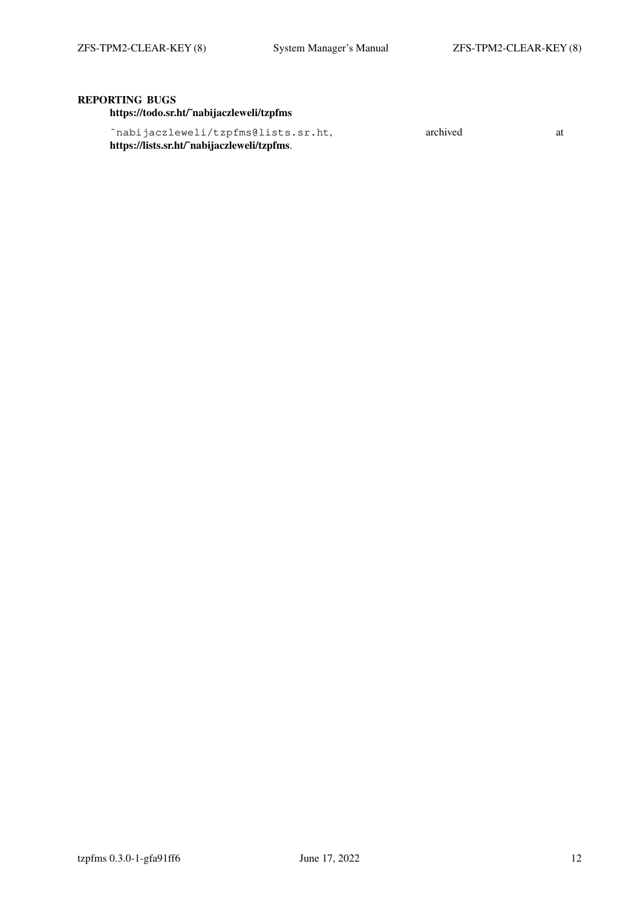## REPORTING BUGS

**https://todo.sr.ht/~nabijaczleweli/tzpfms**

`~nabijaczleweli/tzpfms@lists.sr.ht`, archived at **https://lists.sr.ht/~nabijaczleweli/tzpfms**.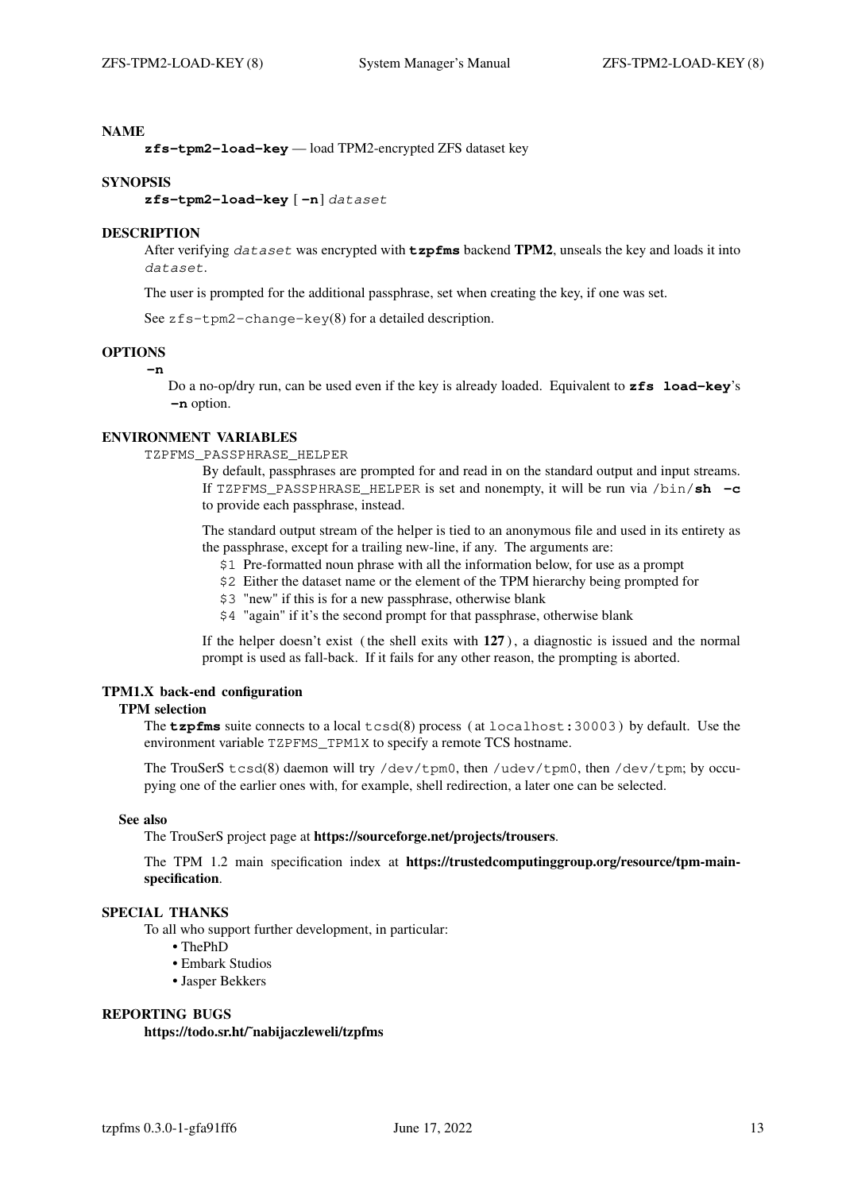# NAME

**zfs-tpm2-load-key** — load TPM2-encrypted ZFS dataset key

# SYNOPSIS

**zfs-tpm2-load-key** [ **-n**] *dataset*

# DESCRIPTION

After verifying *dataset* was encrypted with **tzpfms** backend **TPM2**, unseals the key and loads it into *dataset*.

The user is prompted for the additional passphrase, set when creating the key, if one was set.

See zfs-tpm2-change-key(8) for a detailed description.

# OPTIONS

**-n**

Do a no-op/dry run, can be used even if the key is already loaded. Equivalent to **zfs load-key**'s **-n** option.

# ENVIRONMENT VARIABLES

TZPFMS_PASSPHRASE_HELPER

By default, passphrases are prompted for and read in on the standard output and input streams. If TZPFMS_PASSPHRASE_HELPER is set and nonempty, it will be run via /bin/**sh -c** to provide each passphrase, instead.

The standard output stream of the helper is tied to an anonymous file and used in its entirety as the passphrase, except for a trailing new-line, if any. The arguments are:

- $1 Pre-formatted noun phrase with all the information below, for use as a prompt
- $2 Either the dataset name or the element of the TPM hierarchy being prompted for
- $3 "new" if this is for a new passphrase, otherwise blank
- $4 "again" if it's the second prompt for that passphrase, otherwise blank

If the helper doesn't exist ( the shell exits with **127** ), a diagnostic is issued and the normal prompt is used as fall-back. If it fails for any other reason, the prompting is aborted.

# TPM1.X back-end configuration

## TPM selection

The **tzpfms** suite connects to a local tcsd(8) process ( at localhost:30003 ) by default. Use the environment variable TZPFMS_TPM1X to specify a remote TCS hostname.

The TrouSerS tcsd(8) daemon will try /dev/tpm0, then /udev/tpm0, then /dev/tpm; by occupying one of the earlier ones with, for example, shell redirection, a later one can be selected.

## See also

The TrouSerS project page at **https://sourceforge.net/projects/trousers**.

The TPM 1.2 main specification index at **https://trustedcomputinggroup.org/resource/tpm-main-specification**.

# SPECIAL THANKS

To all who support further development, in particular:

- ThePhD
- Embark Studios
- Jasper Bekkers

# REPORTING BUGS

**https://todo.sr.ht/~nabijaczleweli/tzpfms**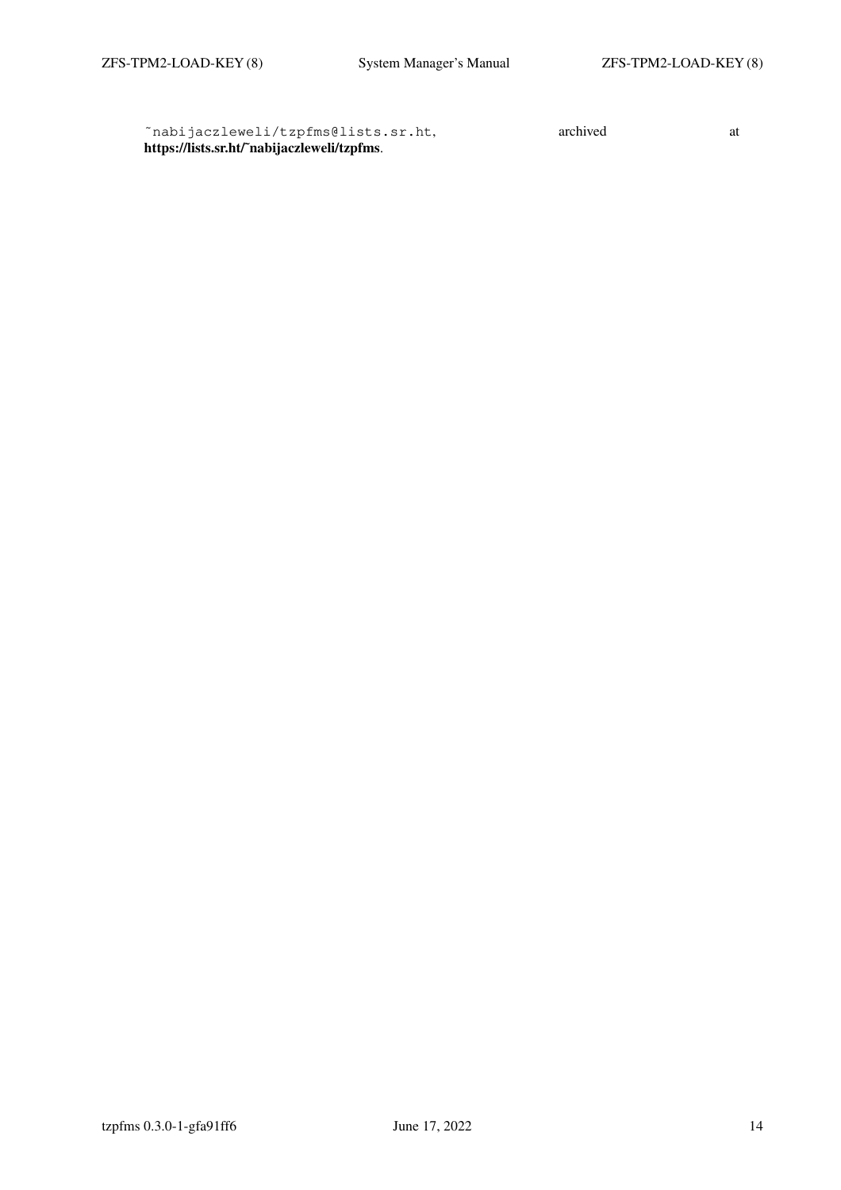`~nabijaczleweli/tzpfms@lists.sr.ht`, archived at **https://lists.sr.ht/~nabijaczleweli/tzpfms**.